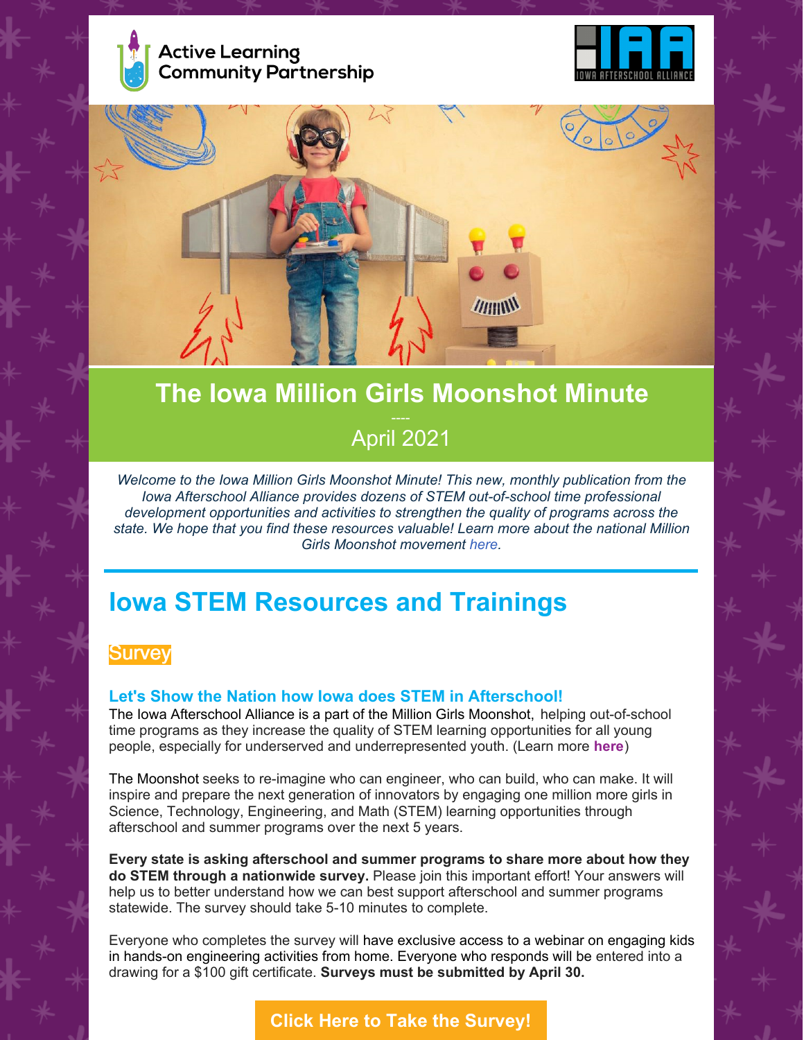Active Learning Community Partnership

IOWA AFTERSCHOOL ALLIANCE

# The Iowa Million Girls Moonshot Minute

----

April 2021

*Welcome to the Iowa Million Girls Moonshot Minute! This new, monthly publication from the Iowa Afterschool Alliance provides dozens of STEM out-of-school time professional development opportunities and activities to strengthen the quality of programs across the state. We hope that you find these resources valuable! Learn more about the national Million Girls Moonshot movement here.*

## Iowa STEM Resources and Trainings

### Survey

#### Let's Show the Nation how Iowa does STEM in Afterschool!

The Iowa Afterschool Alliance is a part of the Million Girls Moonshot, helping out-of-school time programs as they increase the quality of STEM learning opportunities for all young people, especially for underserved and underrepresented youth. (Learn more **here**)

The Moonshot seeks to re-imagine who can engineer, who can build, who can make. It will inspire and prepare the next generation of innovators by engaging one million more girls in Science, Technology, Engineering, and Math (STEM) learning opportunities through afterschool and summer programs over the next 5 years.

**Every state is asking afterschool and summer programs to share more about how they do STEM through a nationwide survey.** Please join this important effort! Your answers will help us to better understand how we can best support afterschool and summer programs statewide. The survey should take 5-10 minutes to complete.

Everyone who completes the survey will have exclusive access to a webinar on engaging kids in hands-on engineering activities from home. Everyone who responds will be entered into a drawing for a $100 gift certificate. **Surveys must be submitted by April 30.**

**Click Here to Take the Survey!**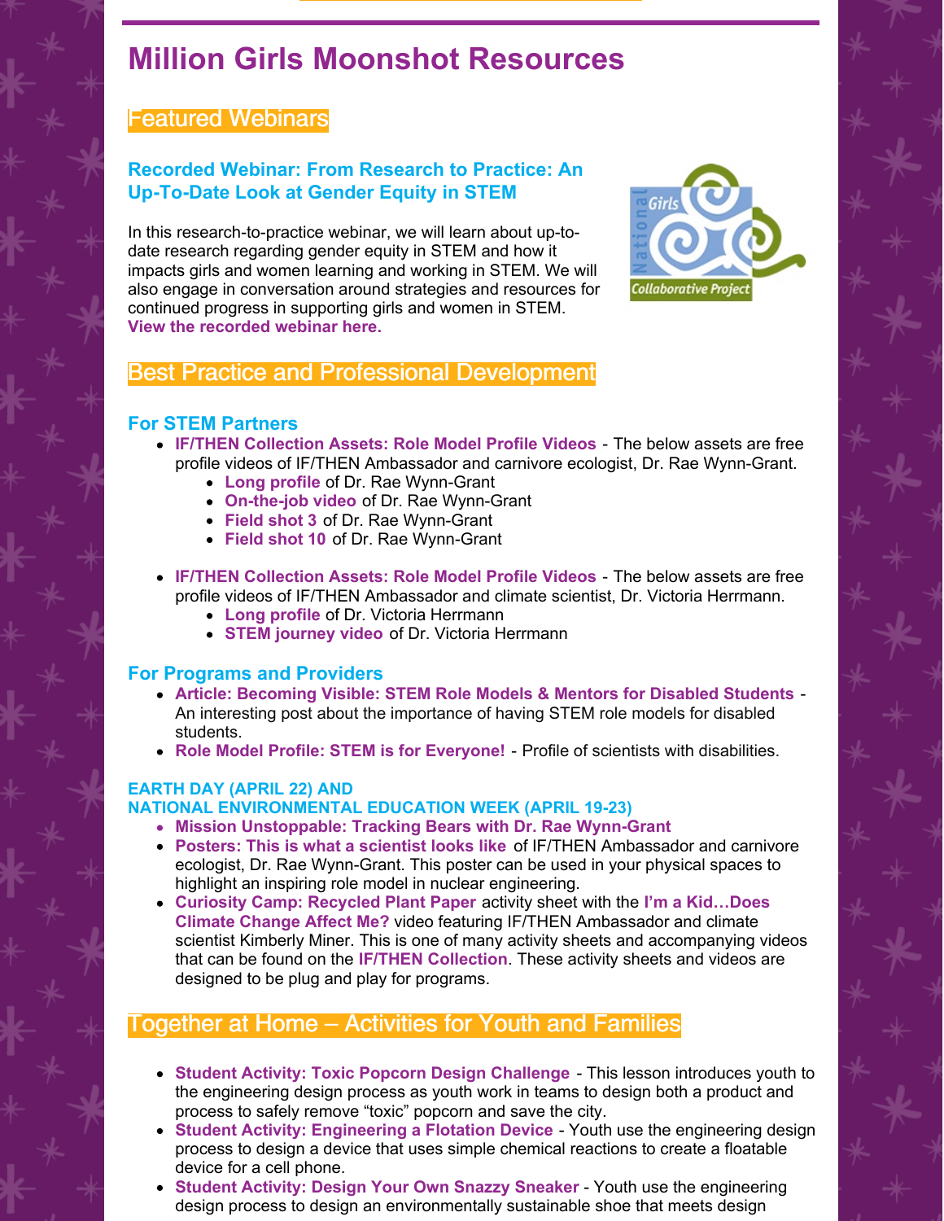# Million Girls Moonshot Resources

## Featured Webinars

### Recorded Webinar: From Research to Practice: An Up-To-Date Look at Gender Equity in STEM

In this research-to-practice webinar, we will learn about up-to-date research regarding gender equity in STEM and how it impacts girls and women learning and working in STEM. We will also engage in conversation around strategies and resources for continued progress in supporting girls and women in STEM. **View the recorded webinar here.**

## Best Practice and Professional Development

### For STEM Partners

- **IF/THEN Collection Assets: Role Model Profile Videos** - The below assets are free profile videos of IF/THEN Ambassador and carnivore ecologist, Dr. Rae Wynn-Grant.
  - **Long profile** of Dr. Rae Wynn-Grant
  - **On-the-job video** of Dr. Rae Wynn-Grant
  - **Field shot 3** of Dr. Rae Wynn-Grant
  - **Field shot 10** of Dr. Rae Wynn-Grant

- **IF/THEN Collection Assets: Role Model Profile Videos** - The below assets are free profile videos of IF/THEN Ambassador and climate scientist, Dr. Victoria Herrmann.
  - **Long profile** of Dr. Victoria Herrmann
  - **STEM journey video** of Dr. Victoria Herrmann

### For Programs and Providers

- **Article: Becoming Visible: STEM Role Models & Mentors for Disabled Students** - An interesting post about the importance of having STEM role models for disabled students.
- **Role Model Profile: STEM is for Everyone!** - Profile of scientists with disabilities.

### EARTH DAY (APRIL 22) AND NATIONAL ENVIRONMENTAL EDUCATION WEEK (APRIL 19-23)

- **Mission Unstoppable: Tracking Bears with Dr. Rae Wynn-Grant**
- **Posters: This is what a scientist looks like** of IF/THEN Ambassador and carnivore ecologist, Dr. Rae Wynn-Grant. This poster can be used in your physical spaces to highlight an inspiring role model in nuclear engineering.
- **Curiosity Camp: Recycled Plant Paper** activity sheet with the **I'm a Kid…Does Climate Change Affect Me?** video featuring IF/THEN Ambassador and climate scientist Kimberly Miner. This is one of many activity sheets and accompanying videos that can be found on the **IF/THEN Collection**. These activity sheets and videos are designed to be plug and play for programs.

## Together at Home – Activities for Youth and Families

- **Student Activity: Toxic Popcorn Design Challenge** - This lesson introduces youth to the engineering design process as youth work in teams to design both a product and process to safely remove "toxic" popcorn and save the city.
- **Student Activity: Engineering a Flotation Device** - Youth use the engineering design process to design a device that uses simple chemical reactions to create a floatable device for a cell phone.
- **Student Activity: Design Your Own Snazzy Sneaker** - Youth use the engineering design process to design an environmentally sustainable shoe that meets design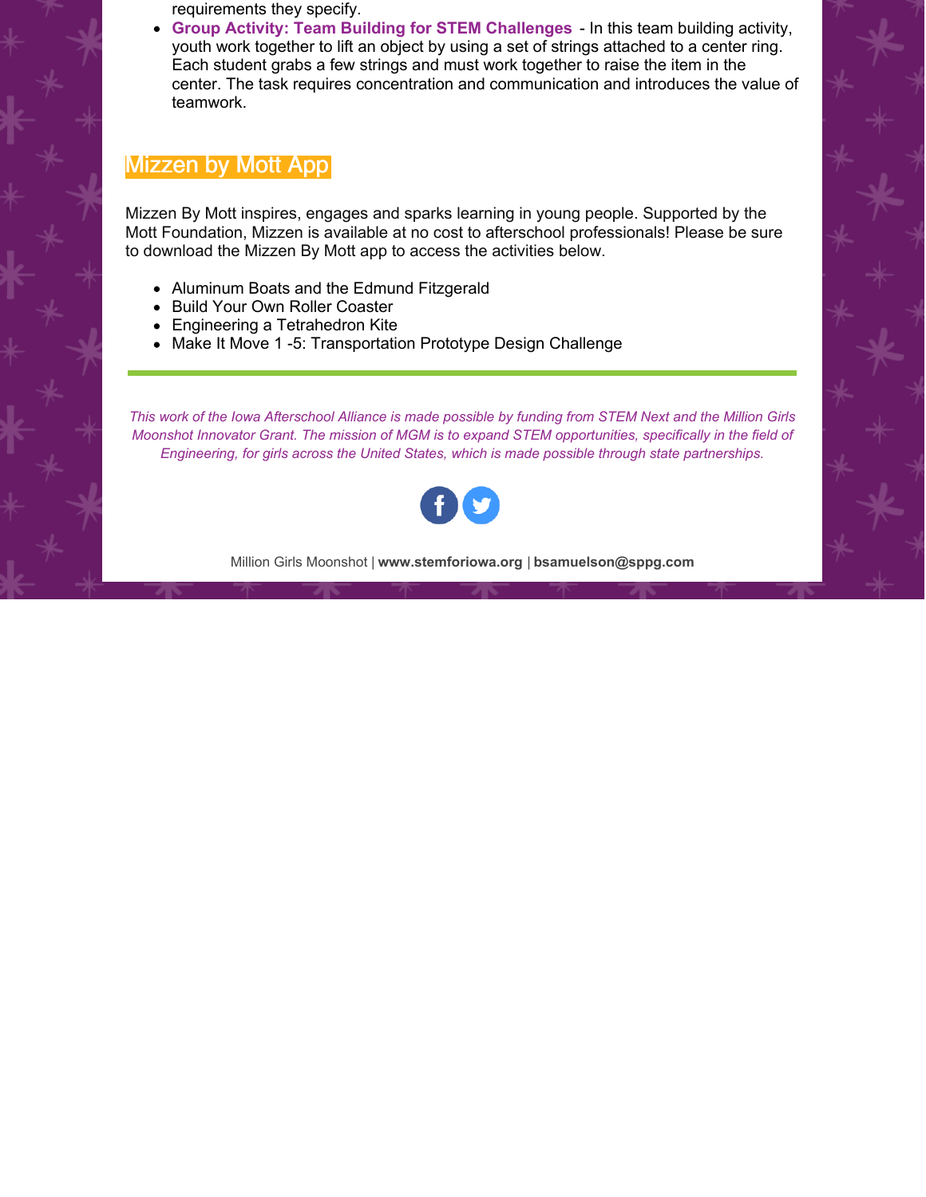requirements they specify.

- **Group Activity: Team Building for STEM Challenges** - In this team building activity, youth work together to lift an object by using a set of strings attached to a center ring. Each student grabs a few strings and must work together to raise the item in the center. The task requires concentration and communication and introduces the value of teamwork.

## Mizzen by Mott App

Mizzen By Mott inspires, engages and sparks learning in young people. Supported by the Mott Foundation, Mizzen is available at no cost to afterschool professionals! Please be sure to download the Mizzen By Mott app to access the activities below.

- Aluminum Boats and the Edmund Fitzgerald
- Build Your Own Roller Coaster
- Engineering a Tetrahedron Kite
- Make It Move 1 -5: Transportation Prototype Design Challenge

---

*This work of the Iowa Afterschool Alliance is made possible by funding from STEM Next and the Million Girls Moonshot Innovator Grant. The mission of MGM is to expand STEM opportunities, specifically in the field of Engineering, for girls across the United States, which is made possible through state partnerships.*

Million Girls Moonshot | **www.stemforiowa.org** | **bsamuelson@sppg.com**